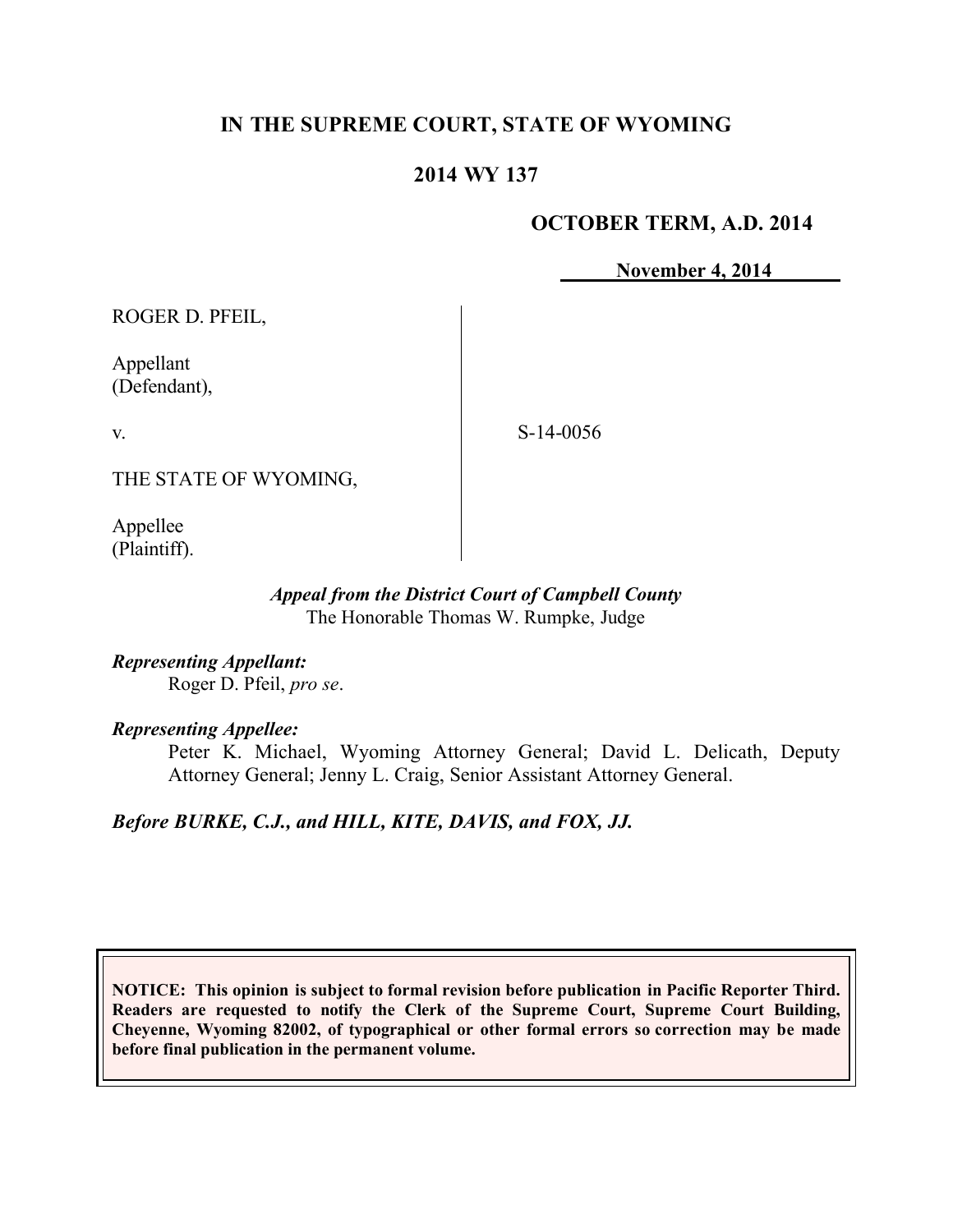# IN THE SUPREME COURT, STATE OF WYOMING

## 2014 WY 137

### OCTOBER TERM, A.D. 2014

November 4, 2014

ROGER D. PFEIL,

Appellant
(Defendant),

v.

THE STATE OF WYOMING,

Appellee
(Plaintiff).

S-14-0056

*Appeal from the District Court of Campbell County*
The Honorable Thomas W. Rumpke, Judge

***Representing Appellant:***
Roger D. Pfeil, *pro se*.

***Representing Appellee:***
Peter K. Michael, Wyoming Attorney General; David L. Delicath, Deputy Attorney General; Jenny L. Craig, Senior Assistant Attorney General.

***Before BURKE, C.J., and HILL, KITE, DAVIS, and FOX, JJ.***

**NOTICE: This opinion is subject to formal revision before publication in Pacific Reporter Third. Readers are requested to notify the Clerk of the Supreme Court, Supreme Court Building, Cheyenne, Wyoming 82002, of typographical or other formal errors so correction may be made before final publication in the permanent volume.**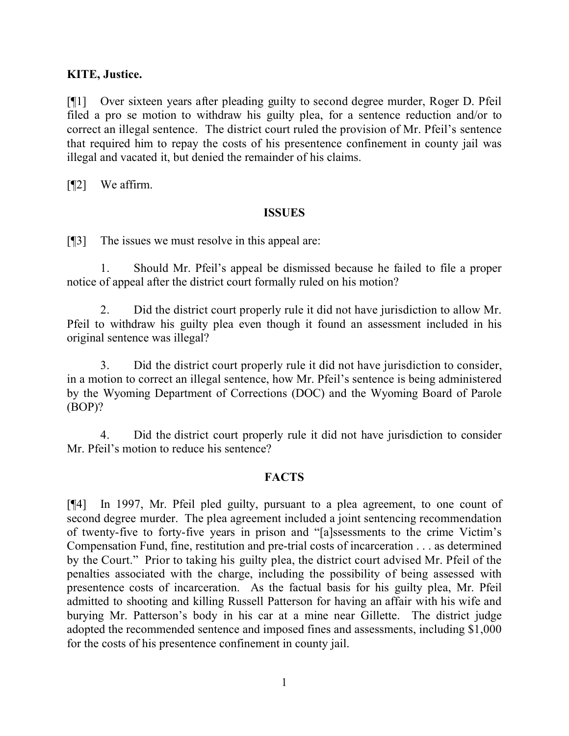**KITE, Justice.**

[¶1] Over sixteen years after pleading guilty to second degree murder, Roger D. Pfeil filed a pro se motion to withdraw his guilty plea, for a sentence reduction and/or to correct an illegal sentence. The district court ruled the provision of Mr. Pfeil's sentence that required him to repay the costs of his presentence confinement in county jail was illegal and vacated it, but denied the remainder of his claims.

[¶2] We affirm.

**ISSUES**

[¶3] The issues we must resolve in this appeal are:

1. Should Mr. Pfeil's appeal be dismissed because he failed to file a proper notice of appeal after the district court formally ruled on his motion?

2. Did the district court properly rule it did not have jurisdiction to allow Mr. Pfeil to withdraw his guilty plea even though it found an assessment included in his original sentence was illegal?

3. Did the district court properly rule it did not have jurisdiction to consider, in a motion to correct an illegal sentence, how Mr. Pfeil's sentence is being administered by the Wyoming Department of Corrections (DOC) and the Wyoming Board of Parole (BOP)?

4. Did the district court properly rule it did not have jurisdiction to consider Mr. Pfeil's motion to reduce his sentence?

**FACTS**

[¶4] In 1997, Mr. Pfeil pled guilty, pursuant to a plea agreement, to one count of second degree murder. The plea agreement included a joint sentencing recommendation of twenty-five to forty-five years in prison and "[a]ssessments to the crime Victim's Compensation Fund, fine, restitution and pre-trial costs of incarceration . . . as determined by the Court." Prior to taking his guilty plea, the district court advised Mr. Pfeil of the penalties associated with the charge, including the possibility of being assessed with presentence costs of incarceration. As the factual basis for his guilty plea, Mr. Pfeil admitted to shooting and killing Russell Patterson for having an affair with his wife and burying Mr. Patterson's body in his car at a mine near Gillette. The district judge adopted the recommended sentence and imposed fines and assessments, including $1,000 for the costs of his presentence confinement in county jail.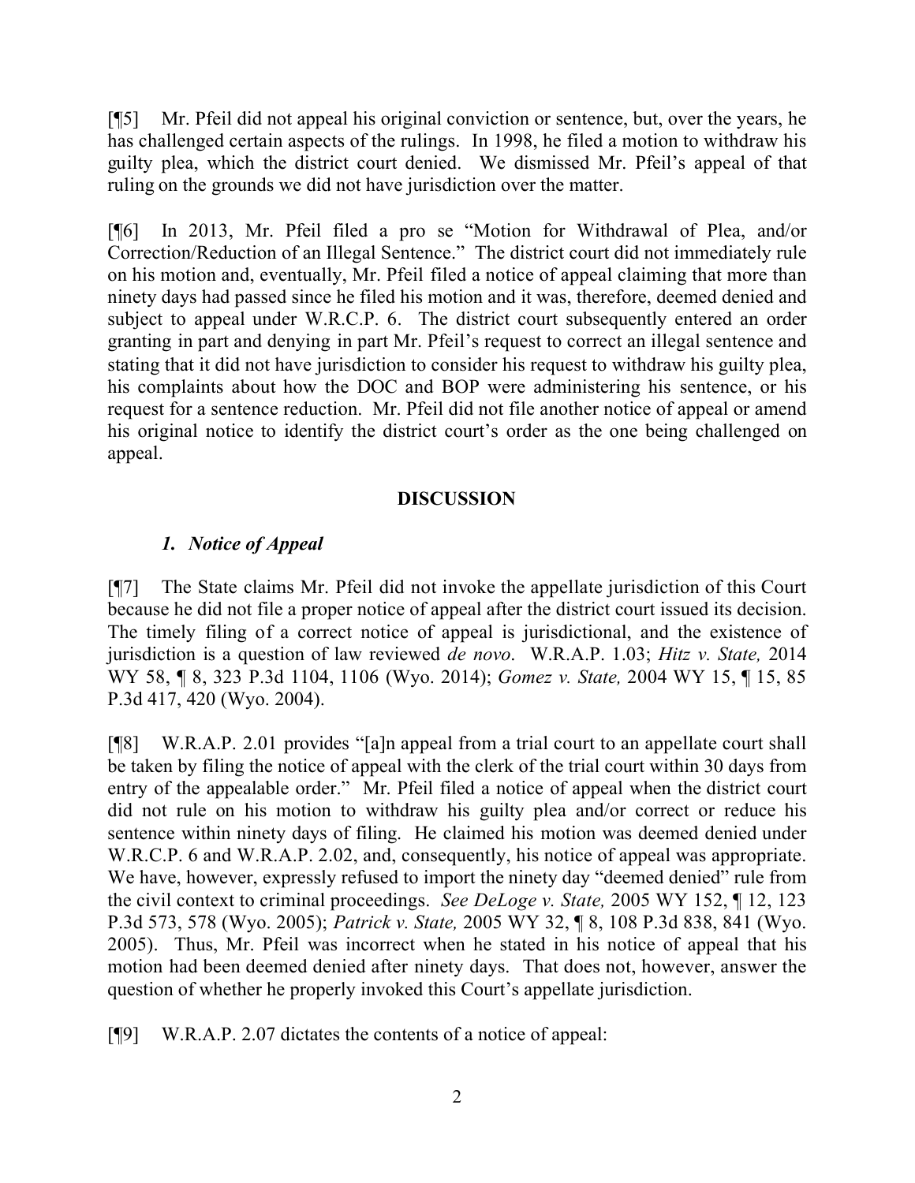[¶5] Mr. Pfeil did not appeal his original conviction or sentence, but, over the years, he has challenged certain aspects of the rulings. In 1998, he filed a motion to withdraw his guilty plea, which the district court denied. We dismissed Mr. Pfeil's appeal of that ruling on the grounds we did not have jurisdiction over the matter.

[¶6] In 2013, Mr. Pfeil filed a pro se "Motion for Withdrawal of Plea, and/or Correction/Reduction of an Illegal Sentence." The district court did not immediately rule on his motion and, eventually, Mr. Pfeil filed a notice of appeal claiming that more than ninety days had passed since he filed his motion and it was, therefore, deemed denied and subject to appeal under W.R.C.P. 6. The district court subsequently entered an order granting in part and denying in part Mr. Pfeil's request to correct an illegal sentence and stating that it did not have jurisdiction to consider his request to withdraw his guilty plea, his complaints about how the DOC and BOP were administering his sentence, or his request for a sentence reduction. Mr. Pfeil did not file another notice of appeal or amend his original notice to identify the district court's order as the one being challenged on appeal.

## DISCUSSION

### *1. Notice of Appeal*

[¶7] The State claims Mr. Pfeil did not invoke the appellate jurisdiction of this Court because he did not file a proper notice of appeal after the district court issued its decision. The timely filing of a correct notice of appeal is jurisdictional, and the existence of jurisdiction is a question of law reviewed *de novo*. W.R.A.P. 1.03; *Hitz v. State,* 2014 WY 58, ¶ 8, 323 P.3d 1104, 1106 (Wyo. 2014); *Gomez v. State,* 2004 WY 15, ¶ 15, 85 P.3d 417, 420 (Wyo. 2004).

[¶8] W.R.A.P. 2.01 provides "[a]n appeal from a trial court to an appellate court shall be taken by filing the notice of appeal with the clerk of the trial court within 30 days from entry of the appealable order." Mr. Pfeil filed a notice of appeal when the district court did not rule on his motion to withdraw his guilty plea and/or correct or reduce his sentence within ninety days of filing. He claimed his motion was deemed denied under W.R.C.P. 6 and W.R.A.P. 2.02, and, consequently, his notice of appeal was appropriate. We have, however, expressly refused to import the ninety day "deemed denied" rule from the civil context to criminal proceedings. *See DeLoge v. State,* 2005 WY 152, ¶ 12, 123 P.3d 573, 578 (Wyo. 2005); *Patrick v. State,* 2005 WY 32, ¶ 8, 108 P.3d 838, 841 (Wyo. 2005). Thus, Mr. Pfeil was incorrect when he stated in his notice of appeal that his motion had been deemed denied after ninety days. That does not, however, answer the question of whether he properly invoked this Court's appellate jurisdiction.

[¶9] W.R.A.P. 2.07 dictates the contents of a notice of appeal: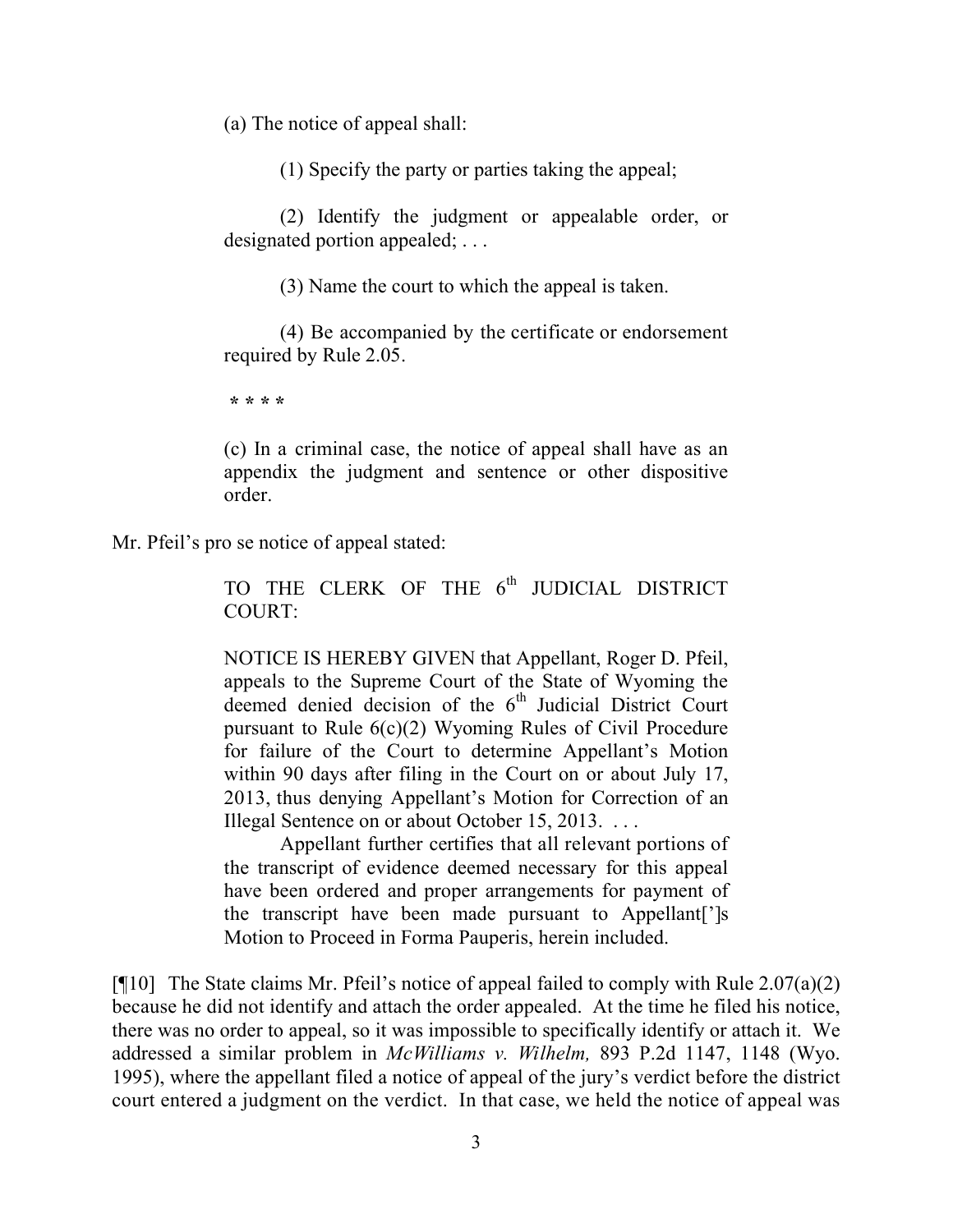> (a) The notice of appeal shall:
>
> (1) Specify the party or parties taking the appeal;
>
> (2) Identify the judgment or appealable order, or designated portion appealed; . . .
>
> (3) Name the court to which the appeal is taken.
>
> (4) Be accompanied by the certificate or endorsement required by Rule 2.05.
>
> **\* \* \* \***
>
> (c) In a criminal case, the notice of appeal shall have as an appendix the judgment and sentence or other dispositive order.

Mr. Pfeil's pro se notice of appeal stated:

> TO THE CLERK OF THE 6th JUDICIAL DISTRICT COURT:
>
> NOTICE IS HEREBY GIVEN that Appellant, Roger D. Pfeil, appeals to the Supreme Court of the State of Wyoming the deemed denied decision of the 6th Judicial District Court pursuant to Rule 6(c)(2) Wyoming Rules of Civil Procedure for failure of the Court to determine Appellant's Motion within 90 days after filing in the Court on or about July 17, 2013, thus denying Appellant's Motion for Correction of an Illegal Sentence on or about October 15, 2013. . . .
>
> Appellant further certifies that all relevant portions of the transcript of evidence deemed necessary for this appeal have been ordered and proper arrangements for payment of the transcript have been made pursuant to Appellant['']s Motion to Proceed in Forma Pauperis, herein included.

[¶10] The State claims Mr. Pfeil's notice of appeal failed to comply with Rule 2.07(a)(2) because he did not identify and attach the order appealed. At the time he filed his notice, there was no order to appeal, so it was impossible to specifically identify or attach it. We addressed a similar problem in *McWilliams v. Wilhelm,* 893 P.2d 1147, 1148 (Wyo. 1995), where the appellant filed a notice of appeal of the jury's verdict before the district court entered a judgment on the verdict. In that case, we held the notice of appeal was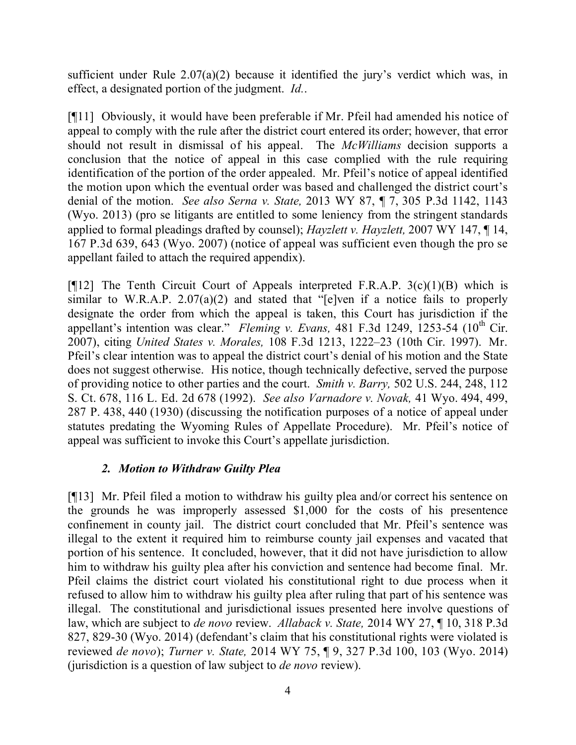sufficient under Rule 2.07(a)(2) because it identified the jury's verdict which was, in effect, a designated portion of the judgment. *Id.*.

[¶11] Obviously, it would have been preferable if Mr. Pfeil had amended his notice of appeal to comply with the rule after the district court entered its order; however, that error should not result in dismissal of his appeal. The *McWilliams* decision supports a conclusion that the notice of appeal in this case complied with the rule requiring identification of the portion of the order appealed. Mr. Pfeil's notice of appeal identified the motion upon which the eventual order was based and challenged the district court's denial of the motion. *See also Serna v. State,* 2013 WY 87, ¶ 7, 305 P.3d 1142, 1143 (Wyo. 2013) (pro se litigants are entitled to some leniency from the stringent standards applied to formal pleadings drafted by counsel); *Hayzlett v. Hayzlett,* 2007 WY 147, ¶ 14, 167 P.3d 639, 643 (Wyo. 2007) (notice of appeal was sufficient even though the pro se appellant failed to attach the required appendix).

[¶12] The Tenth Circuit Court of Appeals interpreted F.R.A.P. 3(c)(1)(B) which is similar to W.R.A.P. 2.07(a)(2) and stated that "[e]ven if a notice fails to properly designate the order from which the appeal is taken, this Court has jurisdiction if the appellant's intention was clear." *Fleming v. Evans,* 481 F.3d 1249, 1253-54 (10th Cir. 2007), citing *United States v. Morales,* 108 F.3d 1213, 1222–23 (10th Cir. 1997). Mr. Pfeil's clear intention was to appeal the district court's denial of his motion and the State does not suggest otherwise. His notice, though technically defective, served the purpose of providing notice to other parties and the court. *Smith v. Barry,* 502 U.S. 244, 248, 112 S. Ct. 678, 116 L. Ed. 2d 678 (1992). *See also Varnadore v. Novak,* 41 Wyo. 494, 499, 287 P. 438, 440 (1930) (discussing the notification purposes of a notice of appeal under statutes predating the Wyoming Rules of Appellate Procedure). Mr. Pfeil's notice of appeal was sufficient to invoke this Court's appellate jurisdiction.

### *2. Motion to Withdraw Guilty Plea*

[¶13] Mr. Pfeil filed a motion to withdraw his guilty plea and/or correct his sentence on the grounds he was improperly assessed $1,000 for the costs of his presentence confinement in county jail. The district court concluded that Mr. Pfeil's sentence was illegal to the extent it required him to reimburse county jail expenses and vacated that portion of his sentence. It concluded, however, that it did not have jurisdiction to allow him to withdraw his guilty plea after his conviction and sentence had become final. Mr. Pfeil claims the district court violated his constitutional right to due process when it refused to allow him to withdraw his guilty plea after ruling that part of his sentence was illegal. The constitutional and jurisdictional issues presented here involve questions of law, which are subject to *de novo* review. *Allaback v. State,* 2014 WY 27, ¶ 10, 318 P.3d 827, 829-30 (Wyo. 2014) (defendant's claim that his constitutional rights were violated is reviewed *de novo*); *Turner v. State,* 2014 WY 75, ¶ 9, 327 P.3d 100, 103 (Wyo. 2014) (jurisdiction is a question of law subject to *de novo* review).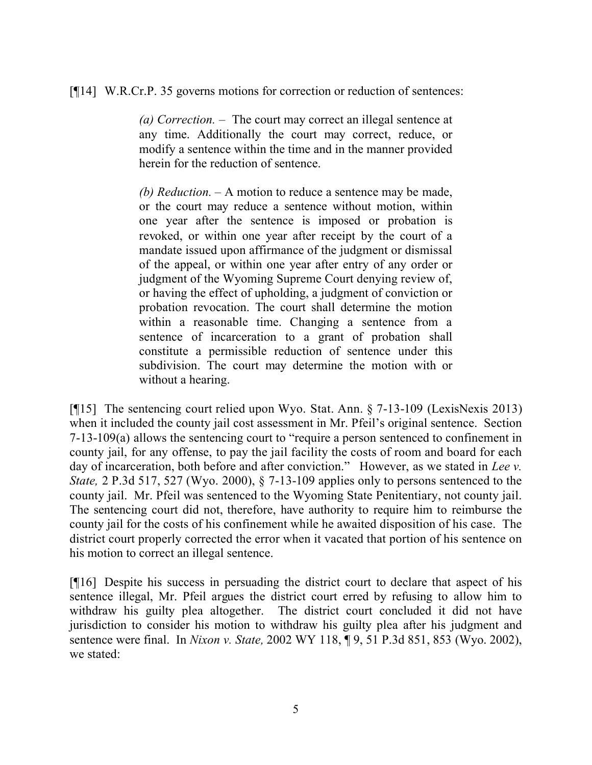[¶14] W.R.Cr.P. 35 governs motions for correction or reduction of sentences:

> *(a) Correction.* – The court may correct an illegal sentence at any time. Additionally the court may correct, reduce, or modify a sentence within the time and in the manner provided herein for the reduction of sentence.
>
> *(b) Reduction.* – A motion to reduce a sentence may be made, or the court may reduce a sentence without motion, within one year after the sentence is imposed or probation is revoked, or within one year after receipt by the court of a mandate issued upon affirmance of the judgment or dismissal of the appeal, or within one year after entry of any order or judgment of the Wyoming Supreme Court denying review of, or having the effect of upholding, a judgment of conviction or probation revocation. The court shall determine the motion within a reasonable time. Changing a sentence from a sentence of incarceration to a grant of probation shall constitute a permissible reduction of sentence under this subdivision. The court may determine the motion with or without a hearing.

[¶15] The sentencing court relied upon Wyo. Stat. Ann. § 7-13-109 (LexisNexis 2013) when it included the county jail cost assessment in Mr. Pfeil's original sentence. Section 7-13-109(a) allows the sentencing court to "require a person sentenced to confinement in county jail, for any offense, to pay the jail facility the costs of room and board for each day of incarceration, both before and after conviction." However, as we stated in *Lee v. State,* 2 P.3d 517, 527 (Wyo. 2000), § 7-13-109 applies only to persons sentenced to the county jail. Mr. Pfeil was sentenced to the Wyoming State Penitentiary, not county jail. The sentencing court did not, therefore, have authority to require him to reimburse the county jail for the costs of his confinement while he awaited disposition of his case. The district court properly corrected the error when it vacated that portion of his sentence on his motion to correct an illegal sentence.

[¶16] Despite his success in persuading the district court to declare that aspect of his sentence illegal, Mr. Pfeil argues the district court erred by refusing to allow him to withdraw his guilty plea altogether. The district court concluded it did not have jurisdiction to consider his motion to withdraw his guilty plea after his judgment and sentence were final. In *Nixon v. State,* 2002 WY 118, ¶ 9, 51 P.3d 851, 853 (Wyo. 2002), we stated: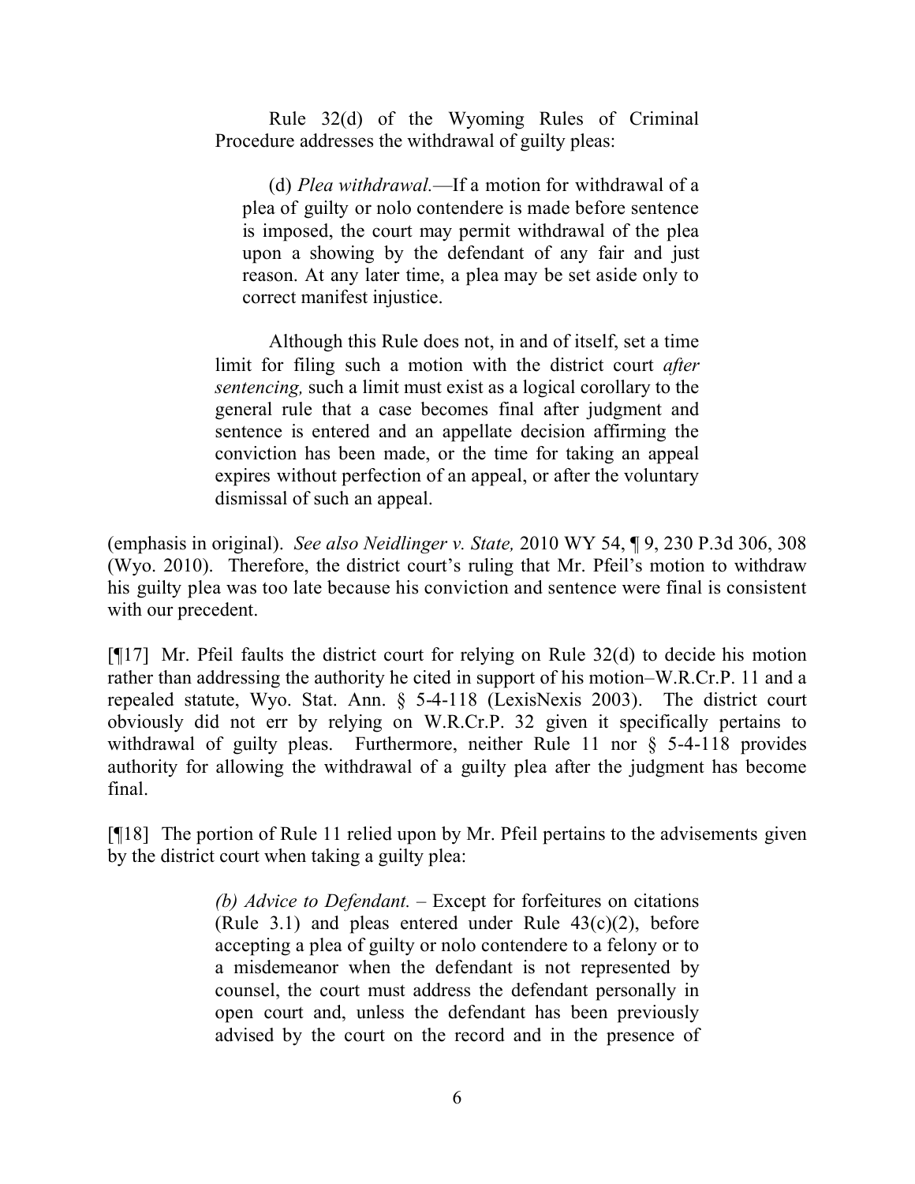Rule 32(d) of the Wyoming Rules of Criminal Procedure addresses the withdrawal of guilty pleas:

> (d) *Plea withdrawal.*—If a motion for withdrawal of a plea of guilty or nolo contendere is made before sentence is imposed, the court may permit withdrawal of the plea upon a showing by the defendant of any fair and just reason. At any later time, a plea may be set aside only to correct manifest injustice.

> Although this Rule does not, in and of itself, set a time limit for filing such a motion with the district court *after sentencing,* such a limit must exist as a logical corollary to the general rule that a case becomes final after judgment and sentence is entered and an appellate decision affirming the conviction has been made, or the time for taking an appeal expires without perfection of an appeal, or after the voluntary dismissal of such an appeal.

(emphasis in original). *See also Neidlinger v. State,* 2010 WY 54, ¶ 9, 230 P.3d 306, 308 (Wyo. 2010). Therefore, the district court's ruling that Mr. Pfeil's motion to withdraw his guilty plea was too late because his conviction and sentence were final is consistent with our precedent.

[¶17] Mr. Pfeil faults the district court for relying on Rule 32(d) to decide his motion rather than addressing the authority he cited in support of his motion–W.R.Cr.P. 11 and a repealed statute, Wyo. Stat. Ann. § 5-4-118 (LexisNexis 2003). The district court obviously did not err by relying on W.R.Cr.P. 32 given it specifically pertains to withdrawal of guilty pleas. Furthermore, neither Rule 11 nor § 5-4-118 provides authority for allowing the withdrawal of a guilty plea after the judgment has become final.

[¶18] The portion of Rule 11 relied upon by Mr. Pfeil pertains to the advisements given by the district court when taking a guilty plea:

> *(b) Advice to Defendant.* – Except for forfeitures on citations (Rule 3.1) and pleas entered under Rule 43(c)(2), before accepting a plea of guilty or nolo contendere to a felony or to a misdemeanor when the defendant is not represented by counsel, the court must address the defendant personally in open court and, unless the defendant has been previously advised by the court on the record and in the presence of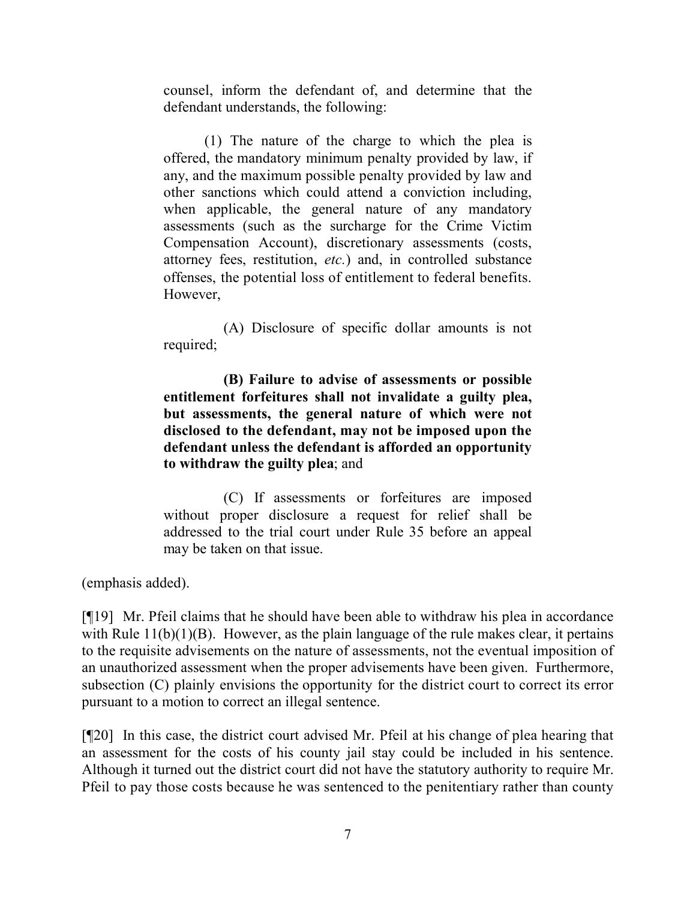counsel, inform the defendant of, and determine that the defendant understands, the following:

> (1) The nature of the charge to which the plea is offered, the mandatory minimum penalty provided by law, if any, and the maximum possible penalty provided by law and other sanctions which could attend a conviction including, when applicable, the general nature of any mandatory assessments (such as the surcharge for the Crime Victim Compensation Account), discretionary assessments (costs, attorney fees, restitution, *etc.*) and, in controlled substance offenses, the potential loss of entitlement to federal benefits. However,
>
> (A) Disclosure of specific dollar amounts is not required;
>
> **(B) Failure to advise of assessments or possible entitlement forfeitures shall not invalidate a guilty plea, but assessments, the general nature of which were not disclosed to the defendant, may not be imposed upon the defendant unless the defendant is afforded an opportunity to withdraw the guilty plea**; and
>
> (C) If assessments or forfeitures are imposed without proper disclosure a request for relief shall be addressed to the trial court under Rule 35 before an appeal may be taken on that issue.

(emphasis added).

[¶19] Mr. Pfeil claims that he should have been able to withdraw his plea in accordance with Rule 11(b)(1)(B). However, as the plain language of the rule makes clear, it pertains to the requisite advisements on the nature of assessments, not the eventual imposition of an unauthorized assessment when the proper advisements have been given. Furthermore, subsection (C) plainly envisions the opportunity for the district court to correct its error pursuant to a motion to correct an illegal sentence.

[¶20] In this case, the district court advised Mr. Pfeil at his change of plea hearing that an assessment for the costs of his county jail stay could be included in his sentence. Although it turned out the district court did not have the statutory authority to require Mr. Pfeil to pay those costs because he was sentenced to the penitentiary rather than county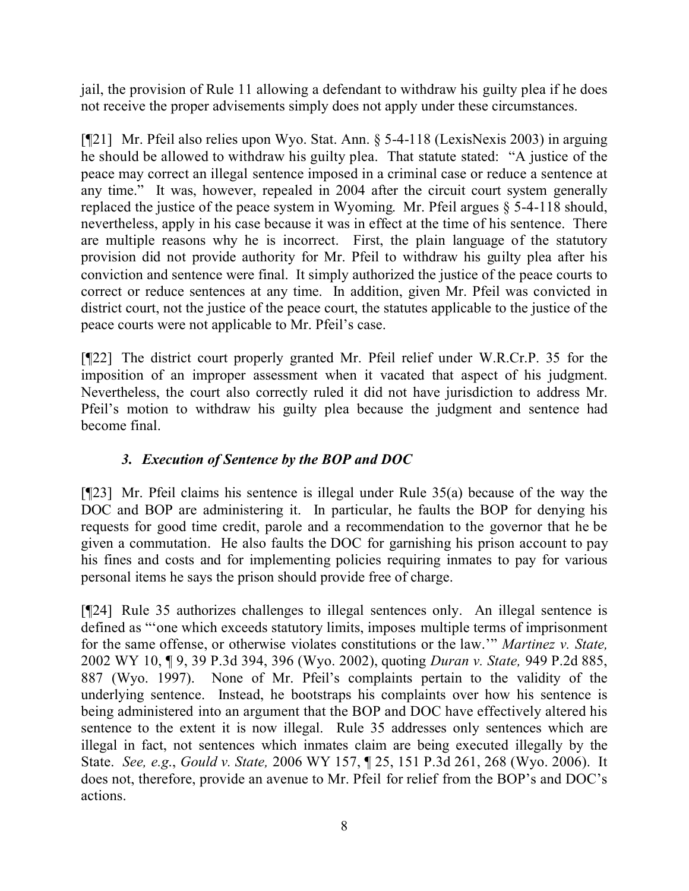jail, the provision of Rule 11 allowing a defendant to withdraw his guilty plea if he does not receive the proper advisements simply does not apply under these circumstances.

[¶21] Mr. Pfeil also relies upon Wyo. Stat. Ann. § 5-4-118 (LexisNexis 2003) in arguing he should be allowed to withdraw his guilty plea. That statute stated: "A justice of the peace may correct an illegal sentence imposed in a criminal case or reduce a sentence at any time." It was, however, repealed in 2004 after the circuit court system generally replaced the justice of the peace system in Wyoming. Mr. Pfeil argues § 5-4-118 should, nevertheless, apply in his case because it was in effect at the time of his sentence. There are multiple reasons why he is incorrect. First, the plain language of the statutory provision did not provide authority for Mr. Pfeil to withdraw his guilty plea after his conviction and sentence were final. It simply authorized the justice of the peace courts to correct or reduce sentences at any time. In addition, given Mr. Pfeil was convicted in district court, not the justice of the peace court, the statutes applicable to the justice of the peace courts were not applicable to Mr. Pfeil's case.

[¶22] The district court properly granted Mr. Pfeil relief under W.R.Cr.P. 35 for the imposition of an improper assessment when it vacated that aspect of his judgment. Nevertheless, the court also correctly ruled it did not have jurisdiction to address Mr. Pfeil's motion to withdraw his guilty plea because the judgment and sentence had become final.

### *3. Execution of Sentence by the BOP and DOC*

[¶23] Mr. Pfeil claims his sentence is illegal under Rule 35(a) because of the way the DOC and BOP are administering it. In particular, he faults the BOP for denying his requests for good time credit, parole and a recommendation to the governor that he be given a commutation. He also faults the DOC for garnishing his prison account to pay his fines and costs and for implementing policies requiring inmates to pay for various personal items he says the prison should provide free of charge.

[¶24] Rule 35 authorizes challenges to illegal sentences only. An illegal sentence is defined as "'one which exceeds statutory limits, imposes multiple terms of imprisonment for the same offense, or otherwise violates constitutions or the law.'" *Martinez v. State,* 2002 WY 10, ¶ 9, 39 P.3d 394, 396 (Wyo. 2002), quoting *Duran v. State,* 949 P.2d 885, 887 (Wyo. 1997). None of Mr. Pfeil's complaints pertain to the validity of the underlying sentence. Instead, he bootstraps his complaints over how his sentence is being administered into an argument that the BOP and DOC have effectively altered his sentence to the extent it is now illegal. Rule 35 addresses only sentences which are illegal in fact, not sentences which inmates claim are being executed illegally by the State. *See, e.g.*, *Gould v. State,* 2006 WY 157, ¶ 25, 151 P.3d 261, 268 (Wyo. 2006). It does not, therefore, provide an avenue to Mr. Pfeil for relief from the BOP's and DOC's actions.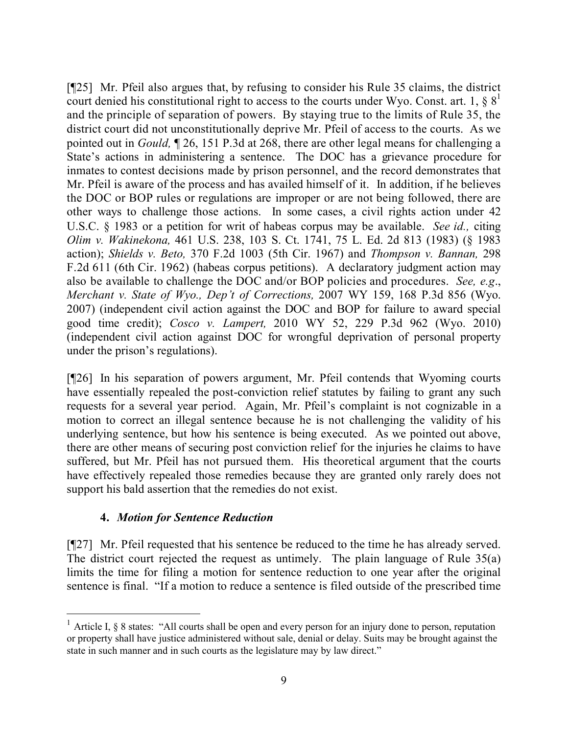[¶25] Mr. Pfeil also argues that, by refusing to consider his Rule 35 claims, the district court denied his constitutional right to access to the courts under Wyo. Const. art. 1, § 8[1] and the principle of separation of powers. By staying true to the limits of Rule 35, the district court did not unconstitutionally deprive Mr. Pfeil of access to the courts. As we pointed out in *Gould,* ¶ 26, 151 P.3d at 268, there are other legal means for challenging a State's actions in administering a sentence. The DOC has a grievance procedure for inmates to contest decisions made by prison personnel, and the record demonstrates that Mr. Pfeil is aware of the process and has availed himself of it. In addition, if he believes the DOC or BOP rules or regulations are improper or are not being followed, there are other ways to challenge those actions. In some cases, a civil rights action under 42 U.S.C. § 1983 or a petition for writ of habeas corpus may be available. *See id.,* citing *Olim v. Wakinekona,* 461 U.S. 238, 103 S. Ct. 1741, 75 L. Ed. 2d 813 (1983) (§ 1983 action); *Shields v. Beto,* 370 F.2d 1003 (5th Cir. 1967) and *Thompson v. Bannan,* 298 F.2d 611 (6th Cir. 1962) (habeas corpus petitions). A declaratory judgment action may also be available to challenge the DOC and/or BOP policies and procedures. *See, e.g*., *Merchant v. State of Wyo., Dep't of Corrections,* 2007 WY 159, 168 P.3d 856 (Wyo. 2007) (independent civil action against the DOC and BOP for failure to award special good time credit); *Cosco v. Lampert,* 2010 WY 52, 229 P.3d 962 (Wyo. 2010) (independent civil action against DOC for wrongful deprivation of personal property under the prison's regulations).

[¶26] In his separation of powers argument, Mr. Pfeil contends that Wyoming courts have essentially repealed the post-conviction relief statutes by failing to grant any such requests for a several year period. Again, Mr. Pfeil's complaint is not cognizable in a motion to correct an illegal sentence because he is not challenging the validity of his underlying sentence, but how his sentence is being executed. As we pointed out above, there are other means of securing post conviction relief for the injuries he claims to have suffered, but Mr. Pfeil has not pursued them. His theoretical argument that the courts have effectively repealed those remedies because they are granted only rarely does not support his bald assertion that the remedies do not exist.

### 4. *Motion for Sentence Reduction*

[¶27] Mr. Pfeil requested that his sentence be reduced to the time he has already served. The district court rejected the request as untimely. The plain language of Rule 35(a) limits the time for filing a motion for sentence reduction to one year after the original sentence is final. "If a motion to reduce a sentence is filed outside of the prescribed time

---

[1] Article I, § 8 states: "All courts shall be open and every person for an injury done to person, reputation or property shall have justice administered without sale, denial or delay. Suits may be brought against the state in such manner and in such courts as the legislature may by law direct."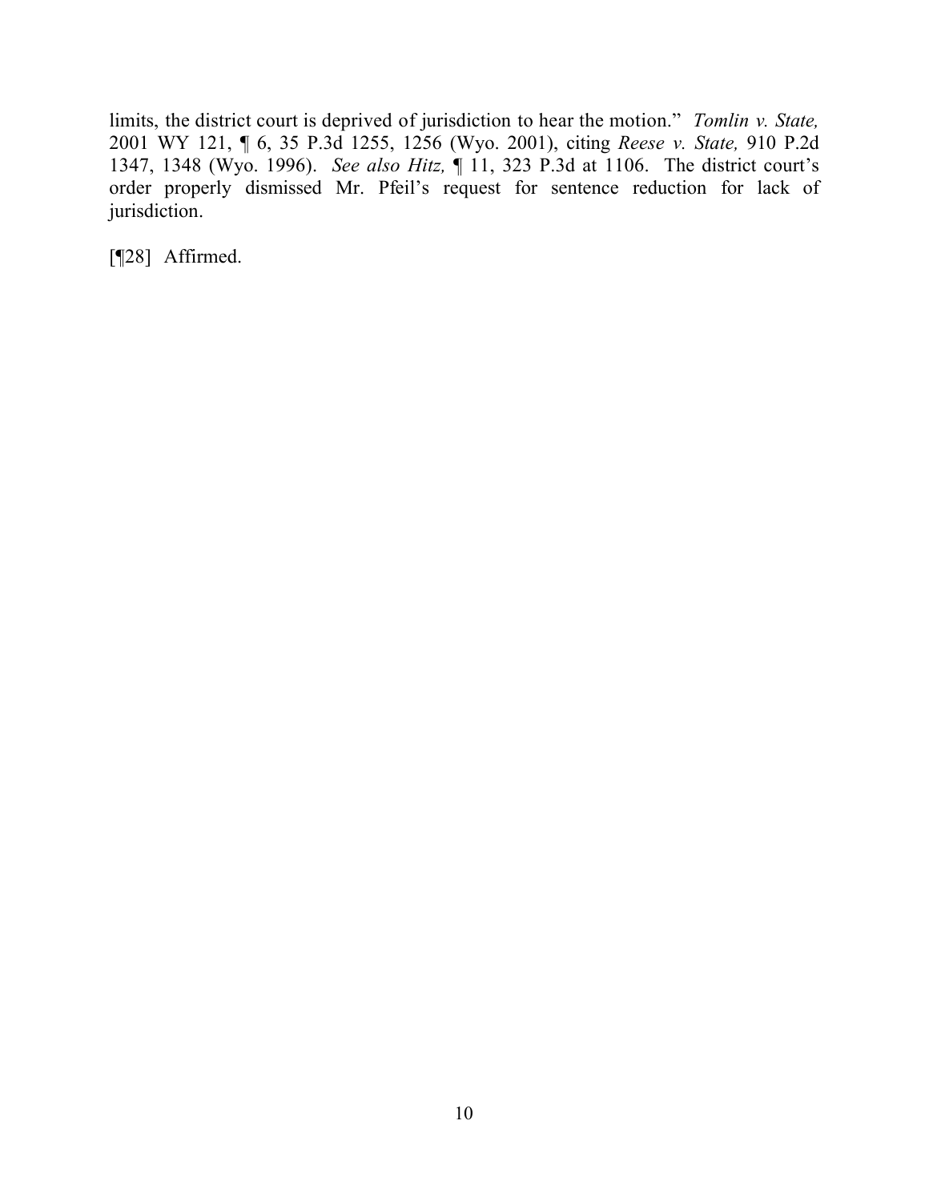limits, the district court is deprived of jurisdiction to hear the motion." *Tomlin v. State,* 2001 WY 121, ¶ 6, 35 P.3d 1255, 1256 (Wyo. 2001), citing *Reese v. State,* 910 P.2d 1347, 1348 (Wyo. 1996). *See also Hitz,* ¶ 11, 323 P.3d at 1106. The district court's order properly dismissed Mr. Pfeil's request for sentence reduction for lack of jurisdiction.

[¶28] Affirmed.